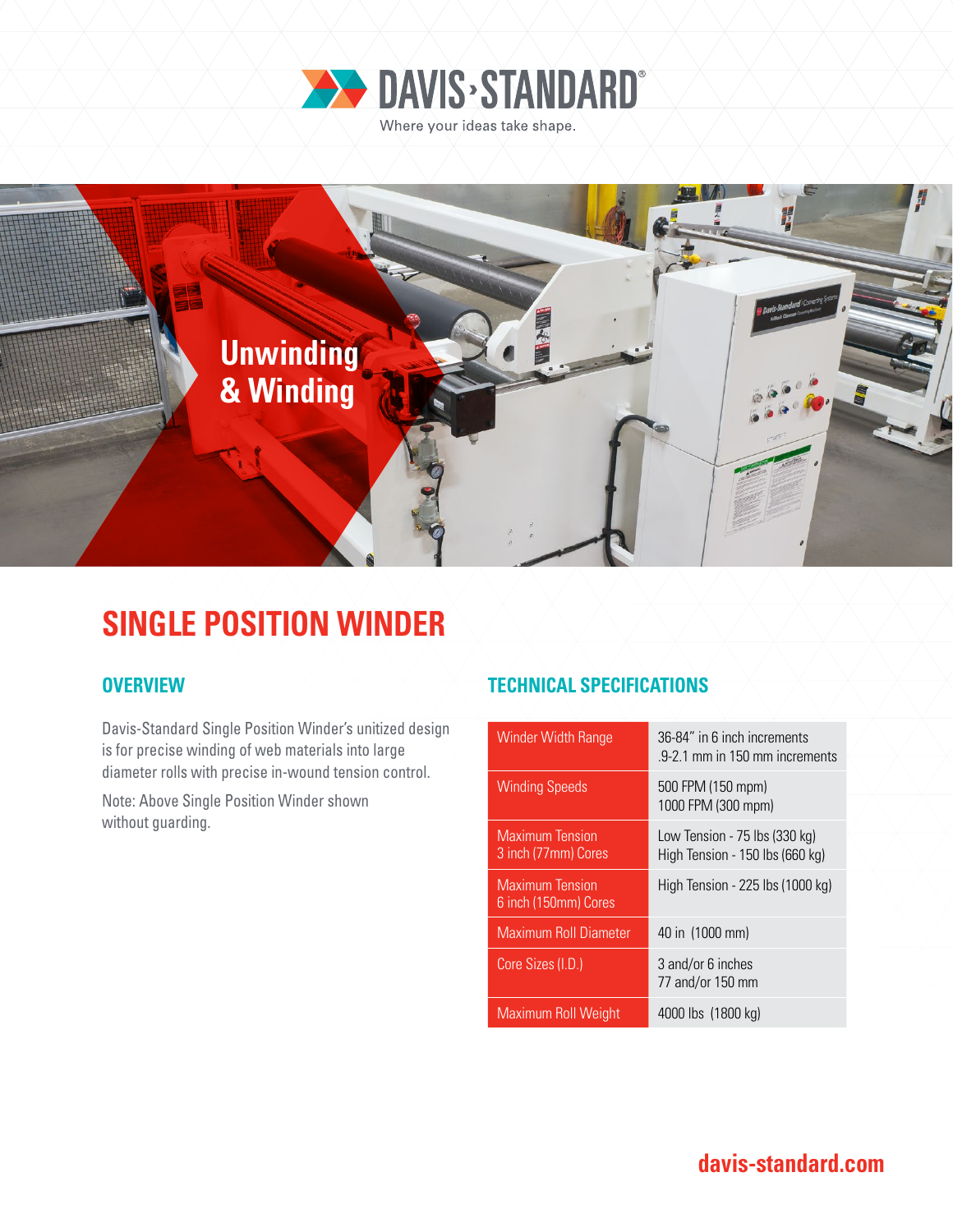# DAVIS-STANDARD

Where your ideas take shape.

Unwinding & Winding

## SINGLE POSITION WINDER

### OVERVIEW

Davis-Standard Single Position Winder's unitized design is for precise winding of web materials into large diameter rolls with precise in-wound tension control.

Note: Above Single Position Winder shown without guarding.

### TECHNICAL SPECIFICATIONS

| | |
|---|---|
| Winder Width Range | 36-84" in 6 inch increments<br>.9-2.1 mm in 150 mm increments |
| Winding Speeds | 500 FPM (150 mpm)<br>1000 FPM (300 mpm) |
| Maximum Tension<br>3 inch (77mm) Cores | Low Tension - 75 lbs (330 kg)<br>High Tension - 150 lbs (660 kg) |
| Maximum Tension<br>6 inch (150mm) Cores | High Tension - 225 lbs (1000 kg) |
| Maximum Roll Diameter | 40 in (1000 mm) |
| Core Sizes (I.D.) | 3 and/or 6 inches<br>77 and/or 150 mm |
| Maximum Roll Weight | 4000 lbs (1800 kg) |

davis-standard.com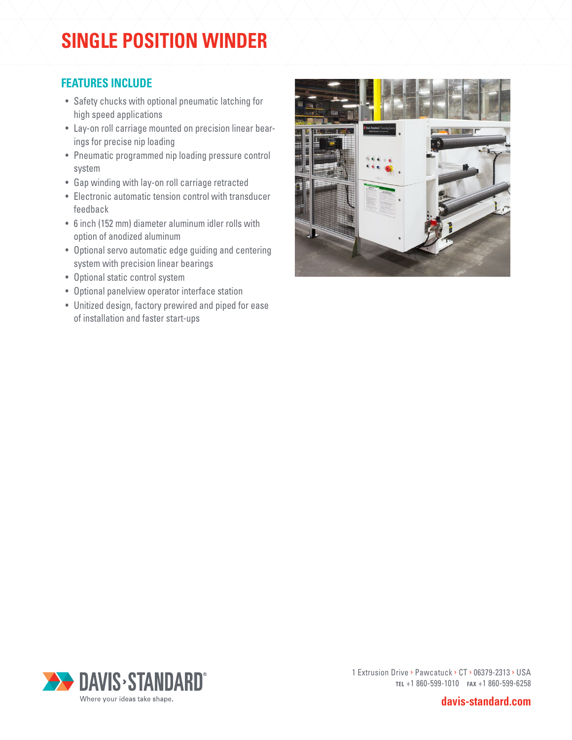# SINGLE POSITION WINDER

## FEATURES INCLUDE

- Safety chucks with optional pneumatic latching for high speed applications
- Lay-on roll carriage mounted on precision linear bearings for precise nip loading
- Pneumatic programmed nip loading pressure control system
- Gap winding with lay-on roll carriage retracted
- Electronic automatic tension control with transducer feedback
- 6 inch (152 mm) diameter aluminum idler rolls with option of anodized aluminum
- Optional servo automatic edge guiding and centering system with precision linear bearings
- Optional static control system
- Optional panelview operator interface station
- Unitized design, factory prewired and piped for ease of installation and faster start-ups

DAVIS-STANDARD®
Where your ideas take shape.

1 Extrusion Drive › Pawcatuck › CT › 06379-2313 › USA
TEL +1 860-599-1010 FAX +1 860-599-6258

davis-standard.com